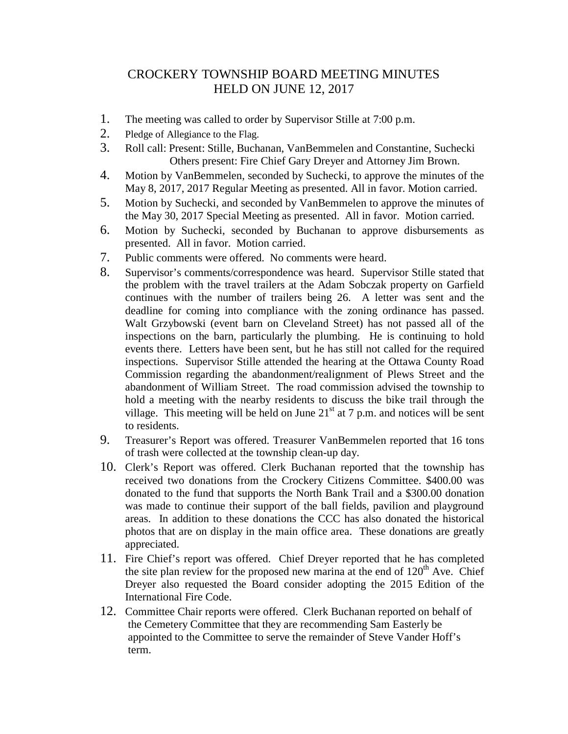# CROCKERY TOWNSHIP BOARD MEETING MINUTES
## HELD ON JUNE 12, 2017

1. The meeting was called to order by Supervisor Stille at 7:00 p.m.
2. Pledge of Allegiance to the Flag.
3. Roll call: Present: Stille, Buchanan, VanBemmelen and Constantine, Suchecki
   Others present: Fire Chief Gary Dreyer and Attorney Jim Brown.
4. Motion by VanBemmelen, seconded by Suchecki, to approve the minutes of the May 8, 2017, 2017 Regular Meeting as presented. All in favor. Motion carried.
5. Motion by Suchecki, and seconded by VanBemmelen to approve the minutes of the May 30, 2017 Special Meeting as presented. All in favor. Motion carried.
6. Motion by Suchecki, seconded by Buchanan to approve disbursements as presented. All in favor. Motion carried.
7. Public comments were offered. No comments were heard.
8. Supervisor's comments/correspondence was heard. Supervisor Stille stated that the problem with the travel trailers at the Adam Sobczak property on Garfield continues with the number of trailers being 26. A letter was sent and the deadline for coming into compliance with the zoning ordinance has passed. Walt Grzybowski (event barn on Cleveland Street) has not passed all of the inspections on the barn, particularly the plumbing. He is continuing to hold events there. Letters have been sent, but he has still not called for the required inspections. Supervisor Stille attended the hearing at the Ottawa County Road Commission regarding the abandonment/realignment of Plews Street and the abandonment of William Street. The road commission advised the township to hold a meeting with the nearby residents to discuss the bike trail through the village. This meeting will be held on June 21st at 7 p.m. and notices will be sent to residents.
9. Treasurer's Report was offered. Treasurer VanBemmelen reported that 16 tons of trash were collected at the township clean-up day.
10. Clerk's Report was offered. Clerk Buchanan reported that the township has received two donations from the Crockery Citizens Committee. $400.00 was donated to the fund that supports the North Bank Trail and a $300.00 donation was made to continue their support of the ball fields, pavilion and playground areas. In addition to these donations the CCC has also donated the historical photos that are on display in the main office area. These donations are greatly appreciated.
11. Fire Chief's report was offered. Chief Dreyer reported that he has completed the site plan review for the proposed new marina at the end of 120th Ave. Chief Dreyer also requested the Board consider adopting the 2015 Edition of the International Fire Code.
12. Committee Chair reports were offered. Clerk Buchanan reported on behalf of the Cemetery Committee that they are recommending Sam Easterly be appointed to the Committee to serve the remainder of Steve Vander Hoff's term.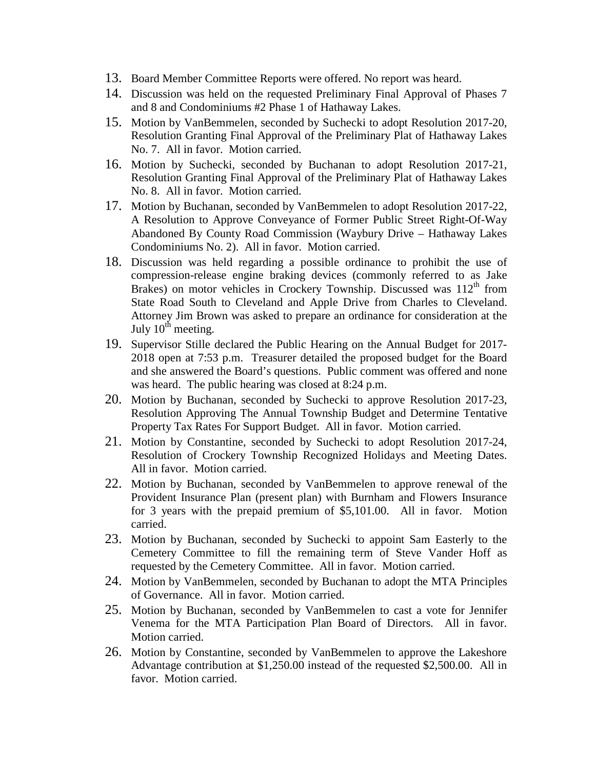13. Board Member Committee Reports were offered. No report was heard.
14. Discussion was held on the requested Preliminary Final Approval of Phases 7 and 8 and Condominiums #2 Phase 1 of Hathaway Lakes.
15. Motion by VanBemmelen, seconded by Suchecki to adopt Resolution 2017-20, Resolution Granting Final Approval of the Preliminary Plat of Hathaway Lakes No. 7. All in favor. Motion carried.
16. Motion by Suchecki, seconded by Buchanan to adopt Resolution 2017-21, Resolution Granting Final Approval of the Preliminary Plat of Hathaway Lakes No. 8. All in favor. Motion carried.
17. Motion by Buchanan, seconded by VanBemmelen to adopt Resolution 2017-22, A Resolution to Approve Conveyance of Former Public Street Right-Of-Way Abandoned By County Road Commission (Waybury Drive – Hathaway Lakes Condominiums No. 2). All in favor. Motion carried.
18. Discussion was held regarding a possible ordinance to prohibit the use of compression-release engine braking devices (commonly referred to as Jake Brakes) on motor vehicles in Crockery Township. Discussed was 112th from State Road South to Cleveland and Apple Drive from Charles to Cleveland. Attorney Jim Brown was asked to prepare an ordinance for consideration at the July 10th meeting.
19. Supervisor Stille declared the Public Hearing on the Annual Budget for 2017-2018 open at 7:53 p.m. Treasurer detailed the proposed budget for the Board and she answered the Board's questions. Public comment was offered and none was heard. The public hearing was closed at 8:24 p.m.
20. Motion by Buchanan, seconded by Suchecki to approve Resolution 2017-23, Resolution Approving The Annual Township Budget and Determine Tentative Property Tax Rates For Support Budget. All in favor. Motion carried.
21. Motion by Constantine, seconded by Suchecki to adopt Resolution 2017-24, Resolution of Crockery Township Recognized Holidays and Meeting Dates. All in favor. Motion carried.
22. Motion by Buchanan, seconded by VanBemmelen to approve renewal of the Provident Insurance Plan (present plan) with Burnham and Flowers Insurance for 3 years with the prepaid premium of $5,101.00. All in favor. Motion carried.
23. Motion by Buchanan, seconded by Suchecki to appoint Sam Easterly to the Cemetery Committee to fill the remaining term of Steve Vander Hoff as requested by the Cemetery Committee. All in favor. Motion carried.
24. Motion by VanBemmelen, seconded by Buchanan to adopt the MTA Principles of Governance. All in favor. Motion carried.
25. Motion by Buchanan, seconded by VanBemmelen to cast a vote for Jennifer Venema for the MTA Participation Plan Board of Directors. All in favor. Motion carried.
26. Motion by Constantine, seconded by VanBemmelen to approve the Lakeshore Advantage contribution at $1,250.00 instead of the requested $2,500.00. All in favor. Motion carried.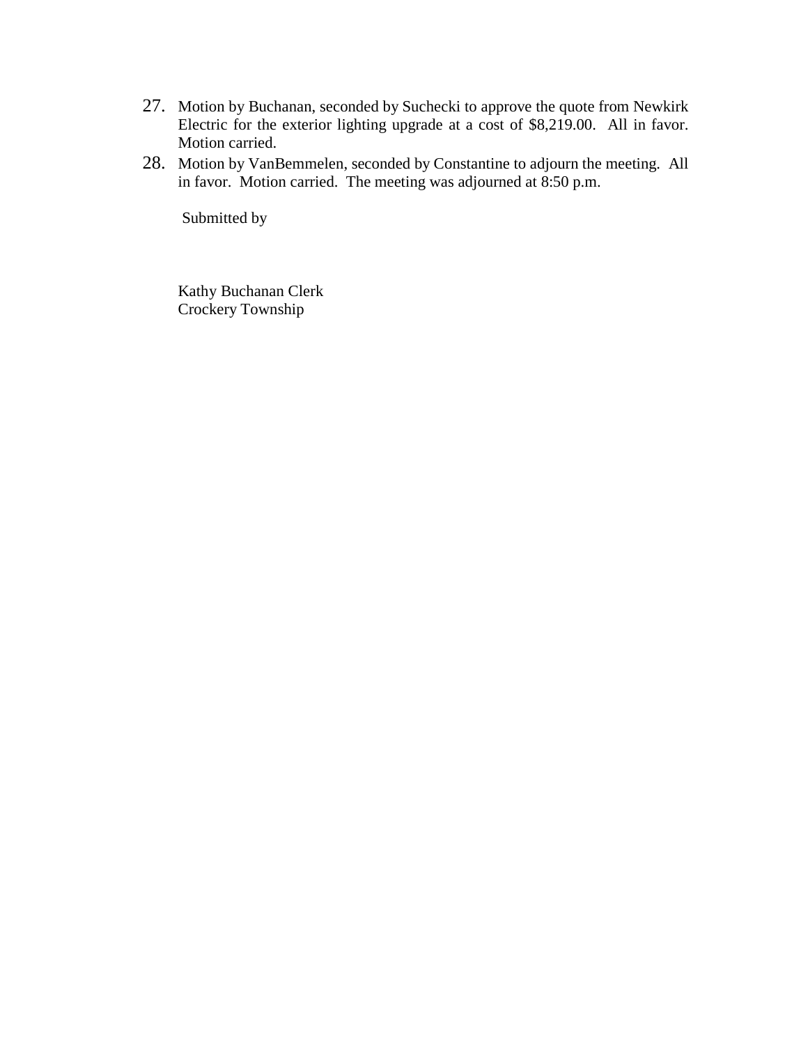27. Motion by Buchanan, seconded by Suchecki to approve the quote from Newkirk Electric for the exterior lighting upgrade at a cost of $8,219.00. All in favor. Motion carried.
28. Motion by VanBemmelen, seconded by Constantine to adjourn the meeting. All in favor. Motion carried. The meeting was adjourned at 8:50 p.m.

Submitted by

Kathy Buchanan Clerk
Crockery Township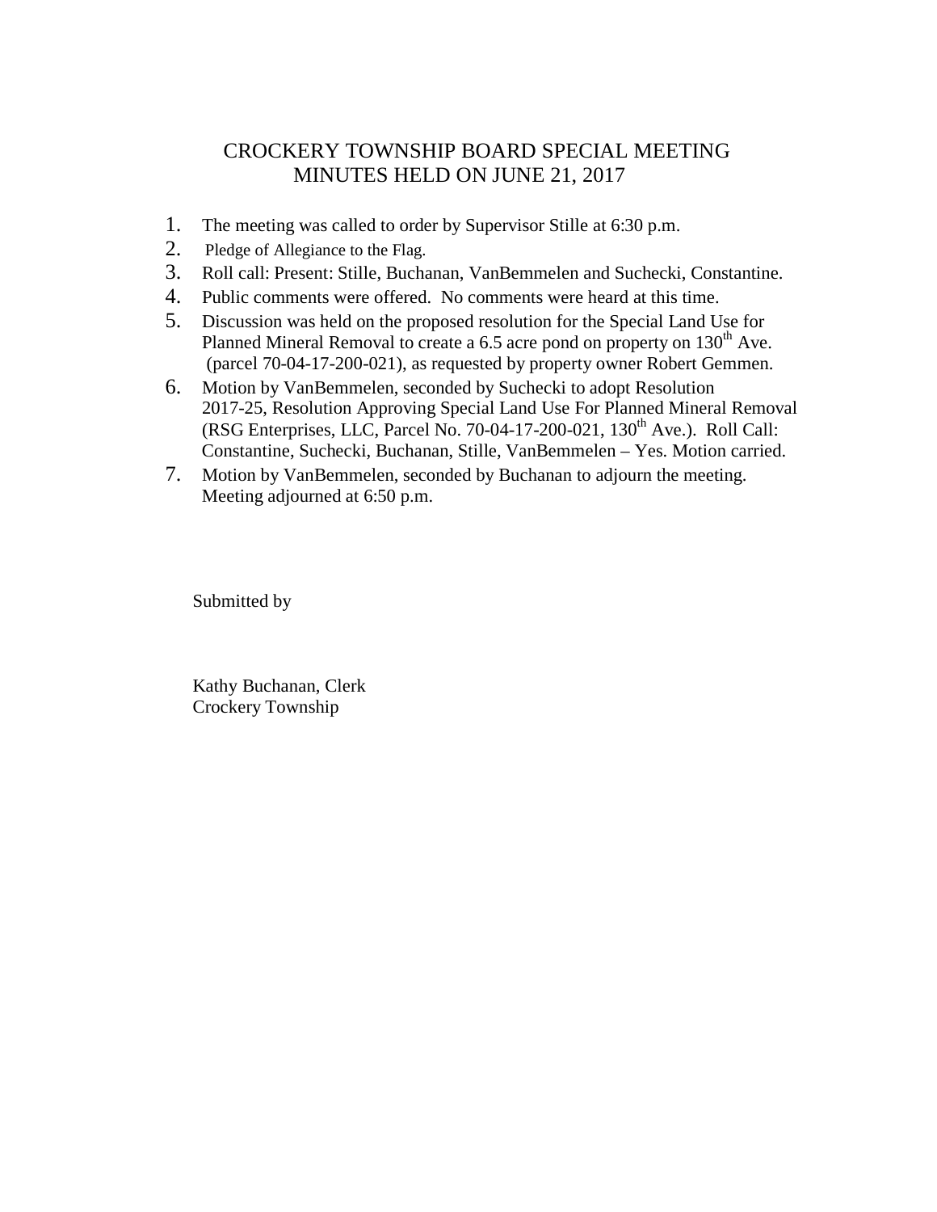# CROCKERY TOWNSHIP BOARD SPECIAL MEETING MINUTES HELD ON JUNE 21, 2017

1. The meeting was called to order by Supervisor Stille at 6:30 p.m.
2. Pledge of Allegiance to the Flag.
3. Roll call: Present: Stille, Buchanan, VanBemmelen and Suchecki, Constantine.
4. Public comments were offered. No comments were heard at this time.
5. Discussion was held on the proposed resolution for the Special Land Use for Planned Mineral Removal to create a 6.5 acre pond on property on 130th Ave. (parcel 70-04-17-200-021), as requested by property owner Robert Gemmen.
6. Motion by VanBemmelen, seconded by Suchecki to adopt Resolution 2017-25, Resolution Approving Special Land Use For Planned Mineral Removal (RSG Enterprises, LLC, Parcel No. 70-04-17-200-021, 130th Ave.). Roll Call: Constantine, Suchecki, Buchanan, Stille, VanBemmelen – Yes. Motion carried.
7. Motion by VanBemmelen, seconded by Buchanan to adjourn the meeting. Meeting adjourned at 6:50 p.m.

Submitted by

Kathy Buchanan, Clerk
Crockery Township